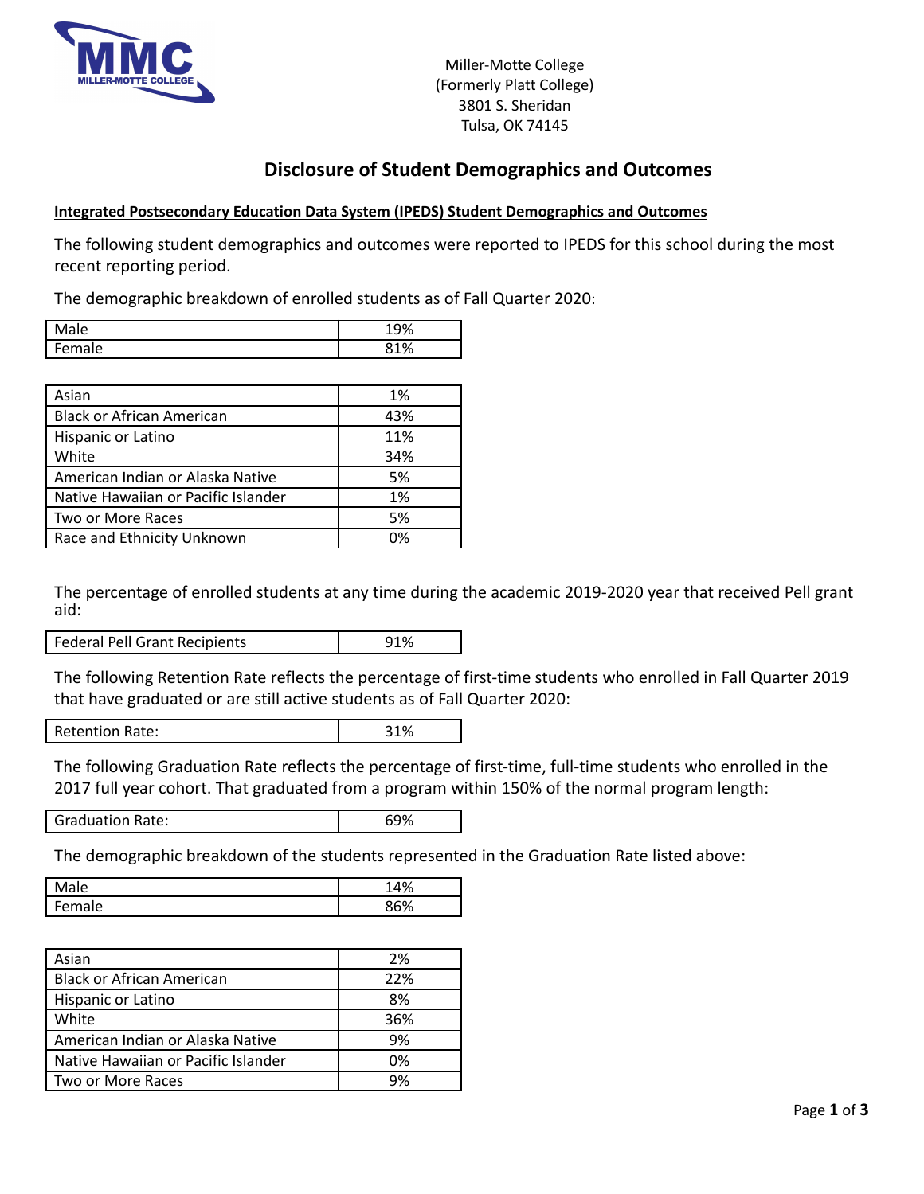Miller-Motte College
(Formerly Platt College)
3801 S. Sheridan
Tulsa, OK 74145

# Disclosure of Student Demographics and Outcomes

**Integrated Postsecondary Education Data System (IPEDS) Student Demographics and Outcomes**

The following student demographics and outcomes were reported to IPEDS for this school during the most recent reporting period.

The demographic breakdown of enrolled students as of Fall Quarter 2020:

| | |
|---|---|
| Male | 19% |
| Female | 81% |

| | |
|---|---|
| Asian | 1% |
| Black or African American | 43% |
| Hispanic or Latino | 11% |
| White | 34% |
| American Indian or Alaska Native | 5% |
| Native Hawaiian or Pacific Islander | 1% |
| Two or More Races | 5% |
| Race and Ethnicity Unknown | 0% |

The percentage of enrolled students at any time during the academic 2019-2020 year that received Pell grant aid:

| | |
|---|---|
| Federal Pell Grant Recipients | 91% |

The following Retention Rate reflects the percentage of first-time students who enrolled in Fall Quarter 2019 that have graduated or are still active students as of Fall Quarter 2020:

| | |
|---|---|
| Retention Rate: | 31% |

The following Graduation Rate reflects the percentage of first-time, full-time students who enrolled in the 2017 full year cohort. That graduated from a program within 150% of the normal program length:

| | |
|---|---|
| Graduation Rate: | 69% |

The demographic breakdown of the students represented in the Graduation Rate listed above:

| | |
|---|---|
| Male | 14% |
| Female | 86% |

| | |
|---|---|
| Asian | 2% |
| Black or African American | 22% |
| Hispanic or Latino | 8% |
| White | 36% |
| American Indian or Alaska Native | 9% |
| Native Hawaiian or Pacific Islander | 0% |
| Two or More Races | 9% |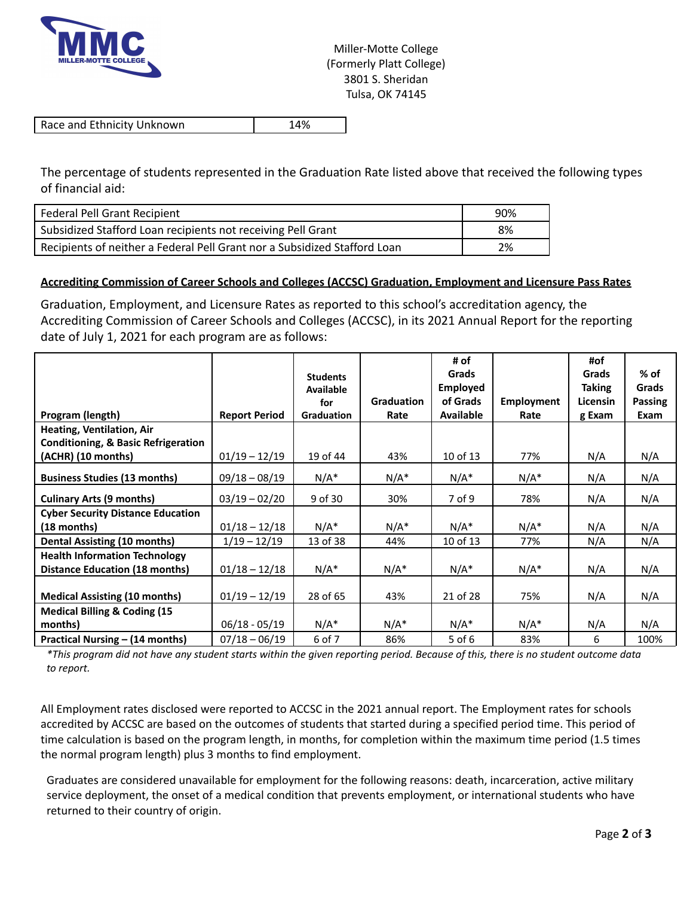Miller-Motte College
(Formerly Platt College)
3801 S. Sheridan
Tulsa, OK 74145

| | |
|---|---|
| Race and Ethnicity Unknown | 14% |

The percentage of students represented in the Graduation Rate listed above that received the following types of financial aid:

| | |
|---|---|
| Federal Pell Grant Recipient | 90% |
| Subsidized Stafford Loan recipients not receiving Pell Grant | 8% |
| Recipients of neither a Federal Pell Grant nor a Subsidized Stafford Loan | 2% |

**Accrediting Commission of Career Schools and Colleges (ACCSC) Graduation, Employment and Licensure Pass Rates**

Graduation, Employment, and Licensure Rates as reported to this school's accreditation agency, the Accrediting Commission of Career Schools and Colleges (ACCSC), in its 2021 Annual Report for the reporting date of July 1, 2021 for each program are as follows:

| Program (length) | Report Period | Students Available for Graduation | Graduation Rate | # of Grads Employed of Grads Available | Employment Rate | #of Grads Taking Licensing Exam | % of Grads Passing Exam |
|---|---|---|---|---|---|---|---|
| **Heating, Ventilation, Air Conditioning, & Basic Refrigeration (ACHR) (10 months)** | 01/19 – 12/19 | 19 of 44 | 43% | 10 of 13 | 77% | N/A | N/A |
| **Business Studies (13 months)** | 09/18 – 08/19 | N/A* | N/A* | N/A* | N/A* | N/A | N/A |
| **Culinary Arts (9 months)** | 03/19 – 02/20 | 9 of 30 | 30% | 7 of 9 | 78% | N/A | N/A |
| **Cyber Security Distance Education (18 months)** | 01/18 – 12/18 | N/A* | N/A* | N/A* | N/A* | N/A | N/A |
| **Dental Assisting (10 months)** | 1/19 – 12/19 | 13 of 38 | 44% | 10 of 13 | 77% | N/A | N/A |
| **Health Information Technology Distance Education (18 months)** | 01/18 – 12/18 | N/A* | N/A* | N/A* | N/A* | N/A | N/A |
| **Medical Assisting (10 months)** | 01/19 – 12/19 | 28 of 65 | 43% | 21 of 28 | 75% | N/A | N/A |
| **Medical Billing & Coding (15 months)** | 06/18 - 05/19 | N/A* | N/A* | N/A* | N/A* | N/A | N/A |
| **Practical Nursing – (14 months)** | 07/18 – 06/19 | 6 of 7 | 86% | 5 of 6 | 83% | 6 | 100% |

*\*This program did not have any student starts within the given reporting period. Because of this, there is no student outcome data to report.*

All Employment rates disclosed were reported to ACCSC in the 2021 annual report. The Employment rates for schools accredited by ACCSC are based on the outcomes of students that started during a specified period time. This period of time calculation is based on the program length, in months, for completion within the maximum time period (1.5 times the normal program length) plus 3 months to find employment.

Graduates are considered unavailable for employment for the following reasons: death, incarceration, active military service deployment, the onset of a medical condition that prevents employment, or international students who have returned to their country of origin.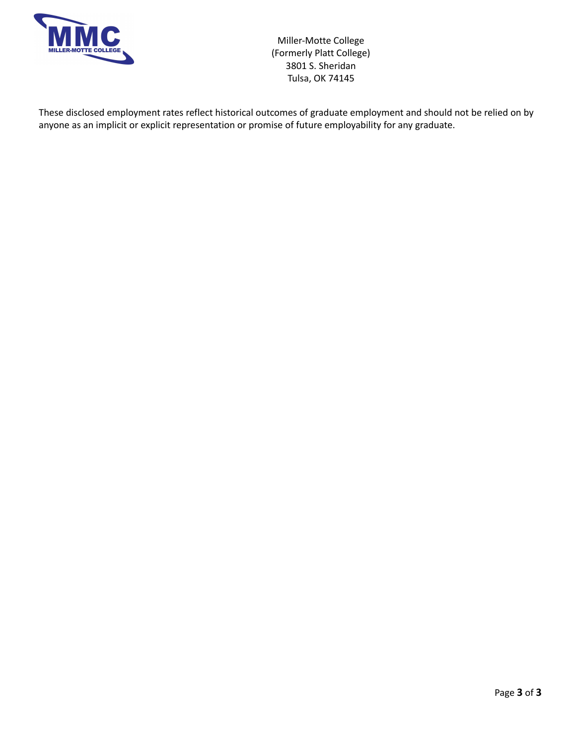Miller-Motte College
(Formerly Platt College)
3801 S. Sheridan
Tulsa, OK 74145

These disclosed employment rates reflect historical outcomes of graduate employment and should not be relied on by anyone as an implicit or explicit representation or promise of future employability for any graduate.